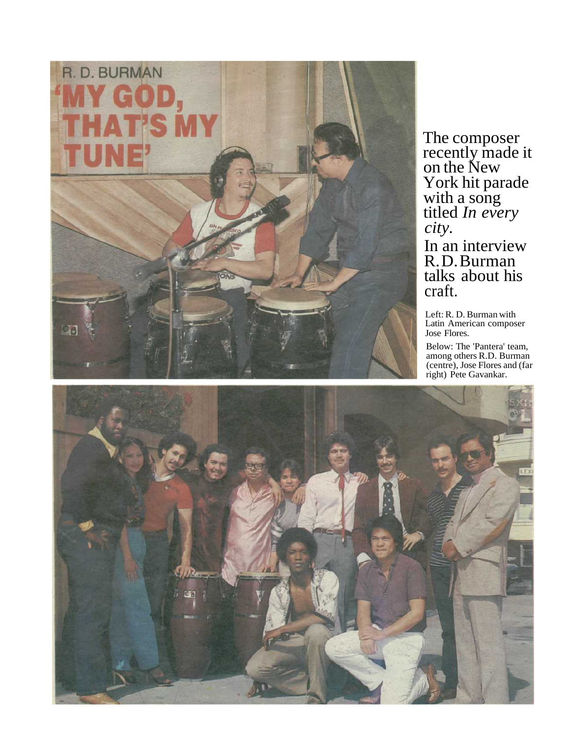R. D. BURMAN

# 'MY GOD, THAT'S MY TUNE'

The composer recently made it on the New York hit parade with a song titled *In every city*.

In an interview R.D. Burman talks about his craft.

Left: R. D. Burman with Latin American composer Jose Flores.

Below: The 'Pantera' team, among others R.D. Burman (centre), Jose Flores and (far right) Pete Gavankar.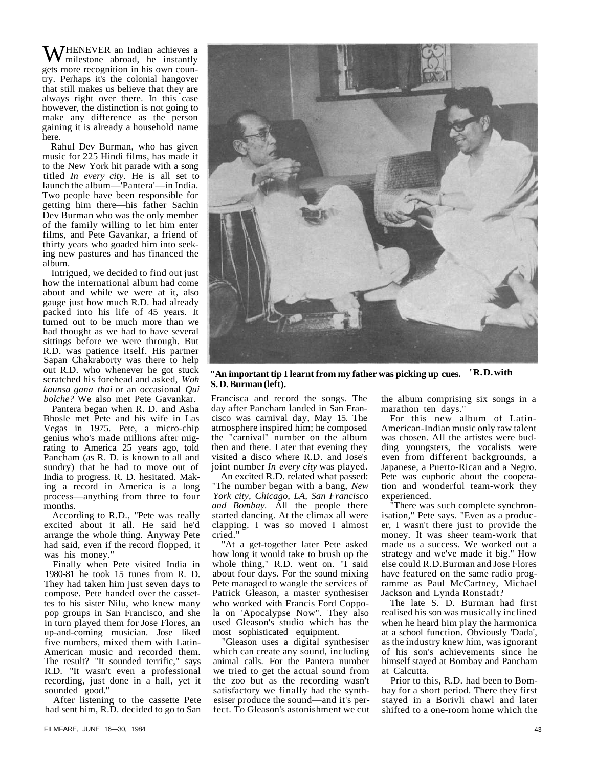WHENEVER an Indian achieves a milestone abroad, he instantly gets more recognition in his own country. Perhaps it's the colonial hangover that still makes us believe that they are always right over there. In this case however, the distinction is not going to make any difference as the person gaining it is already a household name here.

Rahul Dev Burman, who has given music for 225 Hindi films, has made it to the New York hit parade with a song titled *In every city.* He is all set to launch the album—'Pantera'—in India. Two people have been responsible for getting him there—his father Sachin Dev Burman who was the only member of the family willing to let him enter films, and Pete Gavankar, a friend of thirty years who goaded him into seeking new pastures and has financed the album.

Intrigued, we decided to find out just how the international album had come about and while we were at it, also gauge just how much R.D. had already packed into his life of 45 years. It turned out to be much more than we had thought as we had to have several sittings before we were through. But R.D. was patience itself. His partner Sapan Chakraborty was there to help out R.D. who whenever he got stuck scratched his forehead and asked, *Woh kaunsa gana thai* or an occasional *Qui bolche?* We also met Pete Gavankar.

Pantera began when R. D. and Asha Bhosle met Pete and his wife in Las Vegas in 1975. Pete, a micro-chip genius who's made millions after migrating to America 25 years ago, told Pancham (as R. D. is known to all and sundry) that he had to move out of India to progress. R. D. hesitated. Making a record in America is a long process—anything from three to four months.

According to R.D., "Pete was really excited about it all. He said he'd arrange the whole thing. Anyway Pete had said, even if the record flopped, it was his money."

Finally when Pete visited India in 1980-81 he took 15 tunes from R. D. They had taken him just seven days to compose. Pete handed over the cassettes to his sister Nilu, who knew many pop groups in San Francisco, and she in turn played them for Jose Flores, an up-and-coming musician. Jose liked five numbers, mixed them with Latin-American music and recorded them. The result? "It sounded terrific," says R.D. "It wasn't even a professional recording, just done in a hall, yet it sounded good."

After listening to the cassette Pete had sent him, R.D. decided to go to San Francisca and record the songs. The day after Pancham landed in San Francisco was carnival day, May 15. The atmosphere inspired him; he composed the "carnival" number on the album then and there. Later that evening they visited a disco where R.D. and Jose's joint number *In every city* was played.

An excited R.D. related what passed: "The number began with a bang, *New York city, Chicago, LA, San Francisco and Bombay.* All the people there started dancing. At the climax all were clapping. I was so moved I almost cried."

"At a get-together later Pete asked how long it would take to brush up the whole thing," R.D. went on. "I said about four days. For the sound mixing Pete managed to wangle the services of Patrick Gleason, a master synthesiser who worked with Francis Ford Coppola on 'Apocalypse Now". They also used Gleason's studio which has the most sophisticated equipment.

"Gleason uses a digital synthesiser which can create any sound, including animal calls. For the Pantera number we tried to get the actual sound from the zoo but as the recording wasn't satisfactory we finally had the synthesiser produce the sound—and it's perfect. To Gleason's astonishment we cut the album comprising six songs in a marathon ten days."

For this new album of Latin-American-Indian music only raw talent was chosen. All the artistes were budding youngsters, the vocalists were even from different backgrounds, a Japanese, a Puerto-Rican and a Negro. Pete was euphoric about the cooperation and wonderful team-work they experienced.

"There was such complete synchronisation," Pete says. "Even as a producer, I wasn't there just to provide the money. It was sheer team-work that made us a success. We worked out a strategy and we've made it big." How else could R.D.Burman and Jose Flores have featured on the same radio programme as Paul McCartney, Michael Jackson and Lynda Ronstadt?

The late S. D. Burman had first realised his son was musically inclined when he heard him play the harmonica at a school function. Obviously 'Dada', as the industry knew him, was ignorant of his son's achievements since he himself stayed at Bombay and Pancham at Calcutta.

Prior to this, R.D. had been to Bombay for a short period. There they first stayed in a Borivli chawl and later shifted to a one-room home which the

**"An important tip I learnt from my father was picking up cues. ' R.D. with S.D. Burman (left).**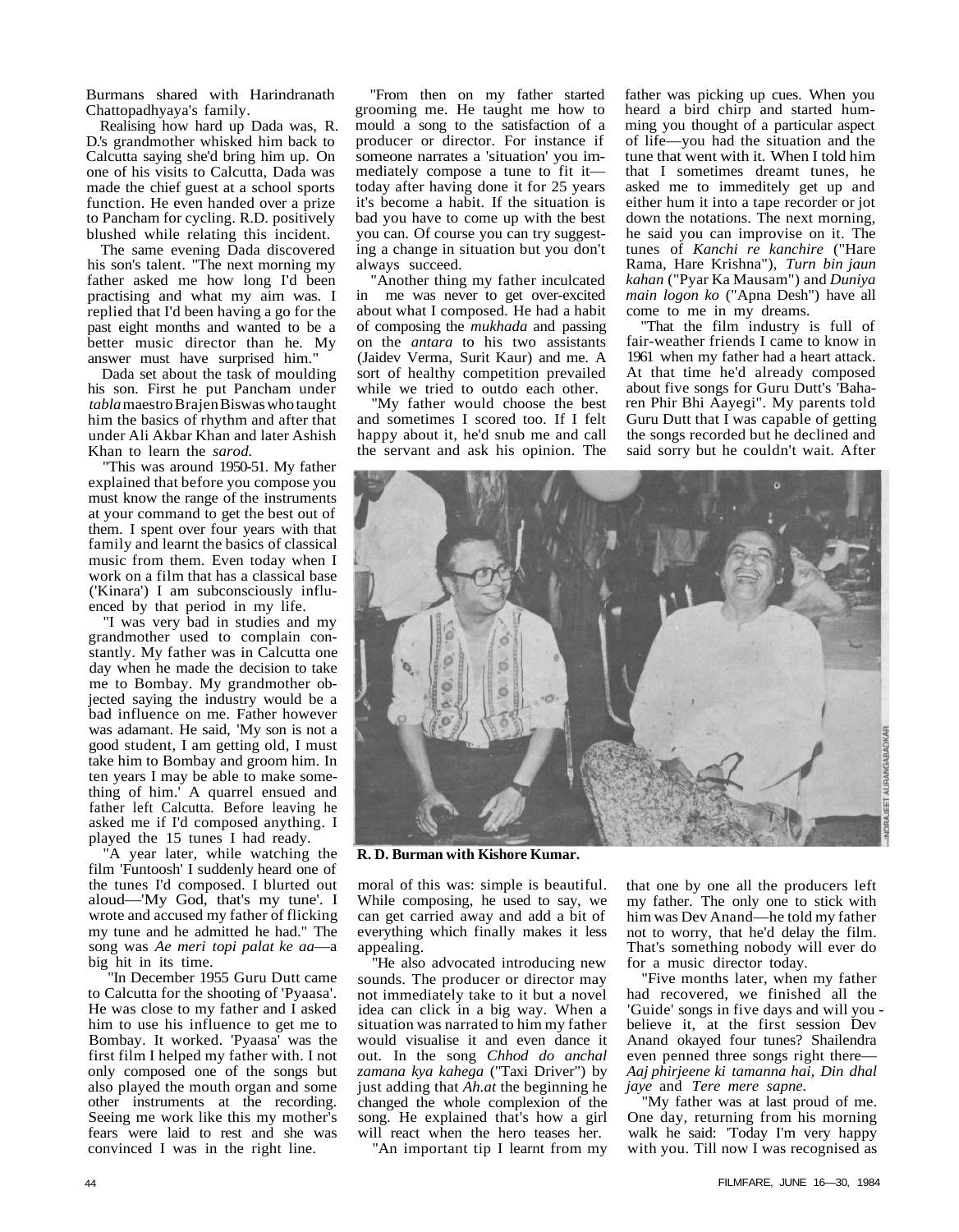Burmans shared with Harindranath Chattopadhyaya's family.

Realising how hard up Dada was, R. D.'s grandmother whisked him back to Calcutta saying she'd bring him up. On one of his visits to Calcutta, Dada was made the chief guest at a school sports function. He even handed over a prize to Pancham for cycling. R.D. positively blushed while relating this incident.

The same evening Dada discovered his son's talent. "The next morning my father asked me how long I'd been practising and what my aim was. I replied that I'd been having a go for the past eight months and wanted to be a better music director than he. My answer must have surprised him."

Dada set about the task of moulding his son. First he put Pancham under *tabla* maestro Brajen Biswas who taught him the basics of rhythm and after that under Ali Akbar Khan and later Ashish Khan to learn the *sarod.*

"This was around 1950-51. My father explained that before you compose you must know the range of the instruments at your command to get the best out of them. I spent over four years with that family and learnt the basics of classical music from them. Even today when I work on a film that has a classical base ('Kinara') I am subconsciously influenced by that period in my life.

"I was very bad in studies and my grandmother used to complain constantly. My father was in Calcutta one day when he made the decision to take me to Bombay. My grandmother objected saying the industry would be a bad influence on me. Father however was adamant. He said, 'My son is not a good student, I am getting old, I must take him to Bombay and groom him. In ten years I may be able to make something of him.' A quarrel ensued and father left Calcutta. Before leaving he asked me if I'd composed anything. I played the 15 tunes I had ready.

"A year later, while watching the film 'Funtoosh' I suddenly heard one of the tunes I'd composed. I blurted out aloud—'My God, that's my tune'. I wrote and accused my father of flicking my tune and he admitted he had." The song was *Ae meri topi palat ke aa*—a big hit in its time.

"In December 1955 Guru Dutt came to Calcutta for the shooting of 'Pyaasa'. He was close to my father and I asked him to use his influence to get me to Bombay. It worked. 'Pyaasa' was the first film I helped my father with. I not only composed one of the songs but also played the mouth organ and some other instruments at the recording. Seeing me work like this my mother's fears were laid to rest and she was convinced I was in the right line.

"From then on my father started grooming me. He taught me how to mould a song to the satisfaction of a producer or director. For instance if someone narrates a 'situation' you immediately compose a tune to fit it—today after having done it for 25 years it's become a habit. If the situation is bad you have to come up with the best you can. Of course you can try suggesting a change in situation but you don't always succeed.

"Another thing my father inculcated in me was never to get over-excited about what I composed. He had a habit of composing the *mukhada* and passing on the *antara* to his two assistants (Jaidev Verma, Surit Kaur) and me. A sort of healthy competition prevailed while we tried to outdo each other.

"My father would choose the best and sometimes I scored too. If I felt happy about it, he'd snub me and call the servant and ask his opinion. The father was picking up cues. When you heard a bird chirp and started humming you thought of a particular aspect of life—you had the situation and the tune that went with it. When I told him that I sometimes dreamt tunes, he asked me to immedietly get up and either hum it into a tape recorder or jot down the notations. The next morning, he said you can improvise on it. The tunes of *Kanchi re kanchire* ("Hare Rama, Hare Krishna"), *Turn bin jaun kahan* ("Pyar Ka Mausam") and *Duniya main logon ko* ("Apna Desh") have all come to me in my dreams.

"That the film industry is full of fair-weather friends I came to know in 1961 when my father had a heart attack. At that time he'd already composed about five songs for Guru Dutt's 'Baharen Phir Bhi Aayegi". My parents told Guru Dutt that I was capable of getting the songs recorded but he declined and said sorry but he couldn't wait. After

**R. D. Burman with Kishore Kumar.**

moral of this was: simple is beautiful. While composing, he used to say, we can get carried away and add a bit of everything which finally makes it less appealing.

"He also advocated introducing new sounds. The producer or director may not immediately take to it but a novel idea can click in a big way. When a situation was narrated to him my father would visualise it and even dance it out. In the song *Chhod do anchal zamana kya kahega* ("Taxi Driver") by just adding that *Ah.at* the beginning he changed the whole complexion of the song. He explained that's how a girl will react when the hero teases her.

"An important tip I learnt from my

that one by one all the producers left my father. The only one to stick with him was Dev Anand—he told my father not to worry, that he'd delay the film. That's something nobody will ever do for a music director today.

"Five months later, when my father had recovered, we finished all the 'Guide' songs in five days and will you - believe it, at the first session Dev Anand okayed four tunes? Shailendra even penned three songs right there—*Aaj phirjeene ki tamanna hai, Din dhal jaye* and *Tere mere sapne.*

"My father was at last proud of me. One day, returning from his morning walk he said: 'Today I'm very happy with you. Till now I was recognised as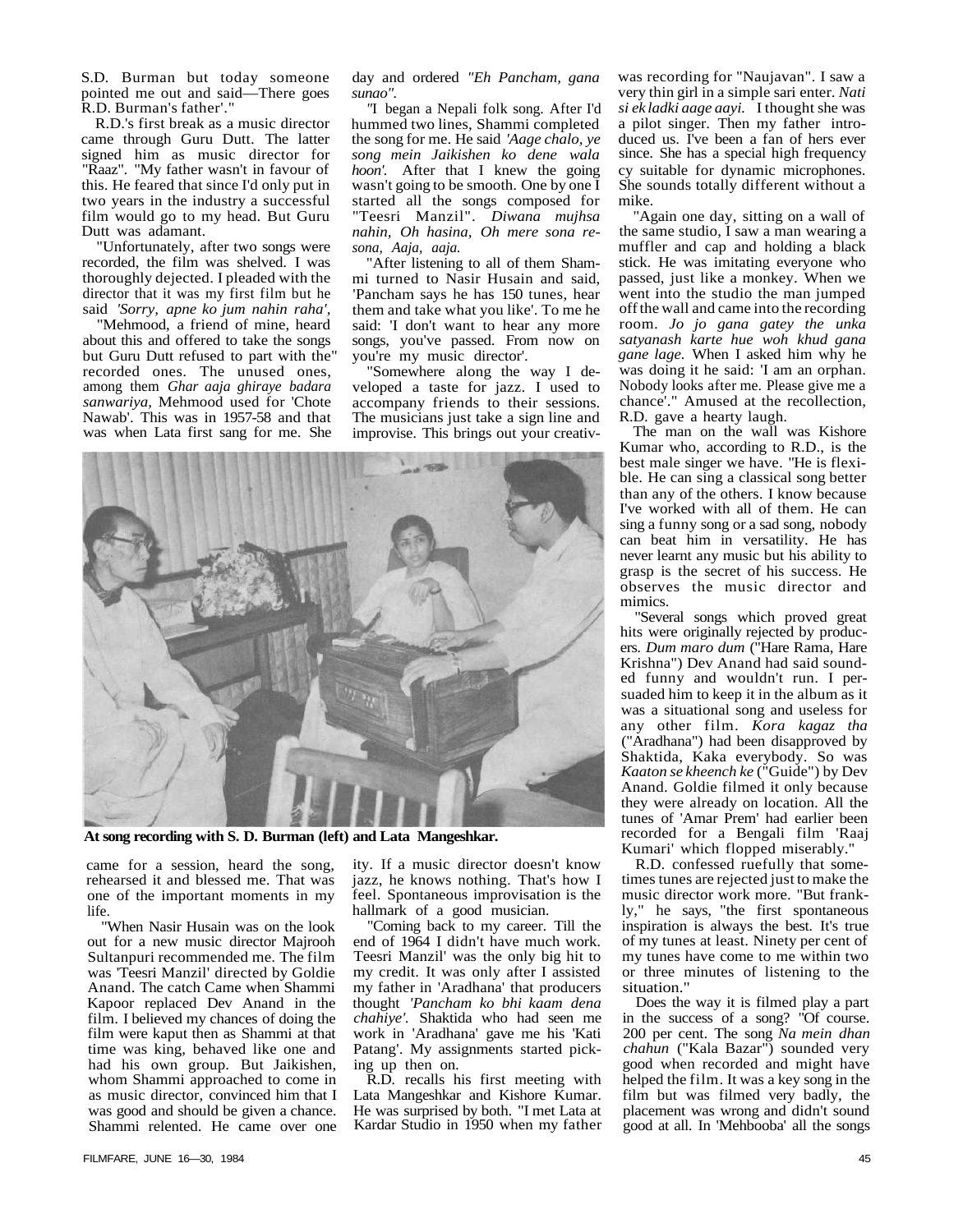S.D. Burman but today someone pointed me out and said—There goes R.D. Burman's father'."

R.D.'s first break as a music director came through Guru Dutt. The latter signed him as music director for "Raaz". "My father wasn't in favour of this. He feared that since I'd only put in two years in the industry a successful film would go to my head. But Guru Dutt was adamant.

"Unfortunately, after two songs were recorded, the film was shelved. I was thoroughly dejected. I pleaded with the director that it was my first film but he said *'Sorry, apne ko jum nahin raha'*,

"Mehmood, a friend of mine, heard about this and offered to take the songs but Guru Dutt refused to part with the" recorded ones. The unused ones, among them *Ghar aaja ghiraye badara sanwariya*, Mehmood used for 'Chote Nawab'. This was in 1957-58 and that was when Lata first sang for me. She came for a session, heard the song, rehearsed it and blessed me. That was one of the important moments in my life.

"When Nasir Husain was on the look out for a new music director Majrooh Sultanpuri recommended me. The film was 'Teesri Manzil' directed by Goldie Anand. The catch Came when Shammi Kapoor replaced Dev Anand in the film. I believed my chances of doing the film were kaput then as Shammi at that time was king, behaved like one and had his own group. But Jaikishen, whom Shammi approached to come in as music director, convinced him that I was good and should be given a chance. Shammi relented. He came over one day and ordered *"Eh Pancham, gana sunao"*.

"I began a Nepali folk song. After I'd hummed two lines, Shammi completed the song for me. He said *'Aage chalo, ye song mein Jaikishen ko dene wala hoon'*. After that I knew the going wasn't going to be smooth. One by one I started all the songs composed for "Teesri Manzil". *Diwana mujhsa nahin, Oh hasina, Oh mere sona re-sona, Aaja, aaja.*

"After listening to all of them Shammi turned to Nasir Husain and said, 'Pancham says he has 150 tunes, hear them and take what you like'. To me he said: 'I don't want to hear any more songs, you've passed. From now on you're my music director'.

"Somewhere along the way I developed a taste for jazz. I used to accompany friends to their sessions. The musicians just take a sign line and improvise. This brings out your creativity. If a music director doesn't know jazz, he knows nothing. That's how I feel. Spontaneous improvisation is the hallmark of a good musician.

"Coming back to my career. Till the end of 1964 I didn't have much work. Teesri Manzil' was the only big hit to my credit. It was only after I assisted my father in 'Aradhana' that producers thought *'Pancham ko bhi kaam dena chahiye'*. Shaktida who had seen me work in 'Aradhana' gave me his 'Kati Patang'. My assignments started picking up then on.

R.D. recalls his first meeting with Lata Mangeshkar and Kishore Kumar. He was surprised by both. "I met Lata at Kardar Studio in 1950 when my father was recording for "Naujavan". I saw a very thin girl in a simple sari enter. *Nati si ek ladki aage aayi.* I thought she was a pilot singer. Then my father introduced us. I've been a fan of hers ever since. She has a special high frequency cy suitable for dynamic microphones. She sounds totally different without a mike.

"Again one day, sitting on a wall of the same studio, I saw a man wearing a muffler and cap and holding a black stick. He was imitating everyone who passed, just like a monkey. When we went into the studio the man jumped off the wall and came into the recording room. *Jo jo gana gatey the unka satyanash karte hue woh khud gana gane lage.* When I asked him why he was doing it he said: 'I am an orphan. Nobody looks after me. Please give me a chance'." Amused at the recollection, R.D. gave a hearty laugh.

**At song recording with S. D. Burman (left) and Lata Mangeshkar.**

The man on the wall was Kishore Kumar who, according to R.D., is the best male singer we have. "He is flexible. He can sing a classical song better than any of the others. I know because I've worked with all of them. He can sing a funny song or a sad song, nobody can beat him in versatility. He has never learnt any music but his ability to grasp is the secret of his success. He observes the music director and mimics.

"Several songs which proved great hits were originally rejected by producers. *Dum maro dum* ("Hare Rama, Hare Krishna") Dev Anand had said sounded funny and wouldn't run. I persuaded him to keep it in the album as it was a situational song and useless for any other film. *Kora kagaz tha* ("Aradhana") had been disapproved by Shaktida, Kaka everybody. So was *Kaaton se kheench ke* ("Guide") by Dev Anand. Goldie filmed it only because they were already on location. All the tunes of 'Amar Prem' had earlier been recorded for a Bengali film 'Raaj Kumari' which flopped miserably."

R.D. confessed ruefully that sometimes tunes are rejected just to make the music director work more. "But frankly," he says, "the first spontaneous inspiration is always the best. It's true of my tunes at least. Ninety per cent of my tunes have come to me within two or three minutes of listening to the situation."

Does the way it is filmed play a part in the success of a song? "Of course. 200 per cent. The song *Na mein dhan chahun* ("Kala Bazar") sounded very good when recorded and might have helped the film. It was a key song in the film but was filmed very badly, the placement was wrong and didn't sound good at all. In 'Mehbooba' all the songs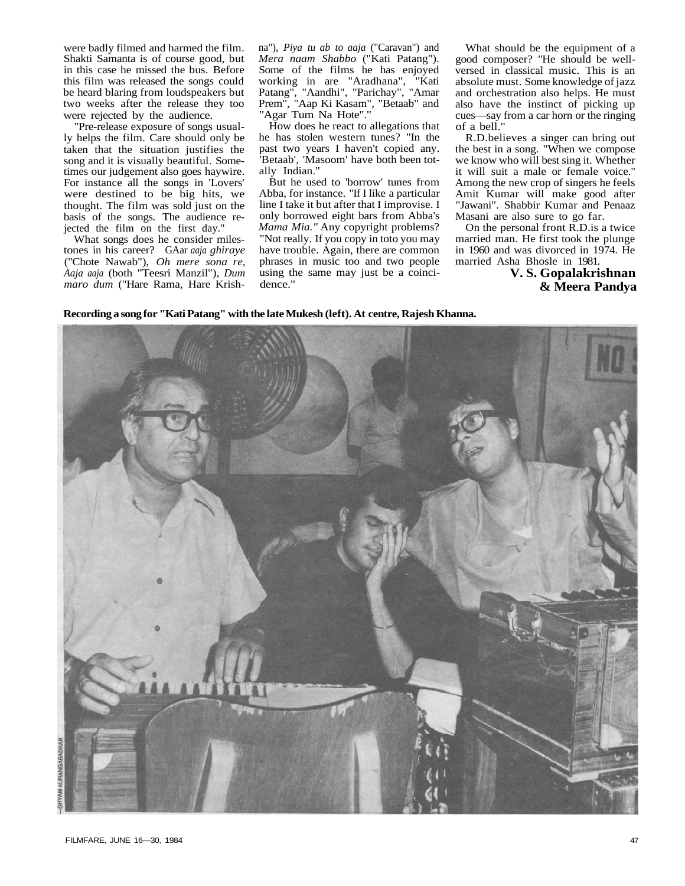were badly filmed and harmed the film. Shakti Samanta is of course good, but in this case he missed the bus. Before this film was released the songs could be heard blaring from loudspeakers but two weeks after the release they too were rejected by the audience.

"Pre-release exposure of songs usually helps the film. Care should only be taken that the situation justifies the song and it is visually beautiful. Sometimes our judgement also goes haywire. For instance all the songs in 'Lovers' were destined to be big hits, we thought. The film was sold just on the basis of the songs. The audience rejected the film on the first day."

What songs does he consider milestones in his career? GAar *aaja ghiraye* ("Chote Nawab"), *Oh mere sona re, Aaja aaja* (both "Teesri Manzil"), *Dum maro dum* ("Hare Rama, Hare Krishna"), *Piya tu ab to aaja* ("Caravan") and *Mera naam Shabbo* ("Kati Patang"). Some of the films he has enjoyed working in are "Aradhana", "Kati Patang", "Aandhi", "Parichay", "Amar Prem", "Aap Ki Kasam", "Betaab" and "Agar Tum Na Hote"."

How does he react to allegations that he has stolen western tunes? "In the past two years I haven't copied any. 'Betaab', 'Masoom' have both been totally Indian."

But he used to 'borrow' tunes from Abba, for instance. "If I like a particular line I take it but after that I improvise. I only borrowed eight bars from Abba's *Mama Mia."* Any copyright problems? "Not really. If you copy in toto you may have trouble. Again, there are common phrases in music too and two people using the same may just be a coincidence."

What should be the equipment of a good composer? "He should be well-versed in classical music. This is an absolute must. Some knowledge of jazz and orchestration also helps. He must also have the instinct of picking up cues—say from a car horn or the ringing of a bell."

R.D.believes a singer can bring out the best in a song. "When we compose we know who will best sing it. Whether it will suit a male or female voice." Among the new crop of singers he feels Amit Kumar will make good after "Jawani". Shabbir Kumar and Penaaz Masani are also sure to go far.

On the personal front R.D.is a twice married man. He first took the plunge in 1960 and was divorced in 1974. He married Asha Bhosle in 1981.

**V. S. Gopalakrishnan & Meera Pandya**

**Recording a song for "Kati Patang" with the late Mukesh (left). At centre, Rajesh Khanna.**

—SHYAM AURANGABADKAR

FILMFARE, JUNE 16—30, 1984